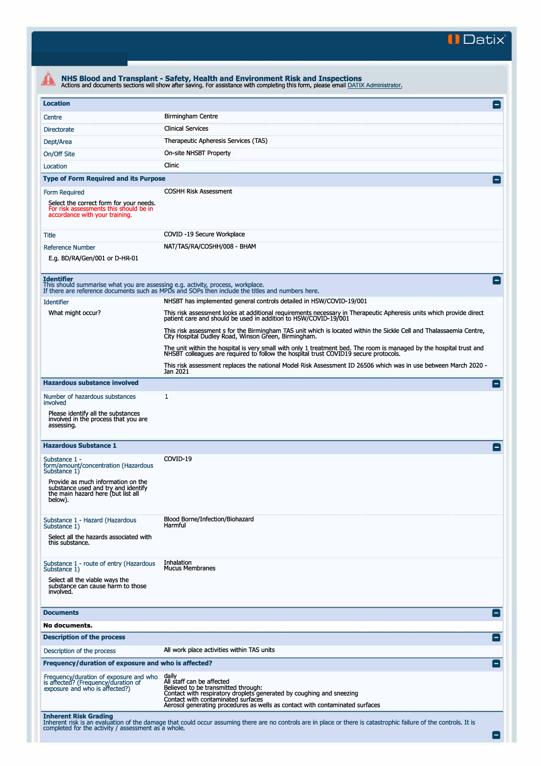Datix

# NHS Blood and Transplant - Safety, Health and Environment Risk and Inspections

Actions and documents sections will show after saving. For assistance with completing this form, please email DATIX Administrator.

## Location

| | |
|---|---|
| Centre | Birmingham Centre |
| Directorate | Clinical Services |
| Dept/Area | Therapeutic Apheresis Services (TAS) |
| On/Off Site | On-site NHSBT Property |
| Location | Clinic |

## Type of Form Required and its Purpose

**Form Required**

Select the correct form for your needs. For risk assessments this should be in accordance with your training.

COSHH Risk Assessment

**Title**

COVID -19 Secure Workplace

**Reference Number**

E.g. BD/RA/Gen/001 or D-HR-01

NAT/TAS/RA/COSHH/008 - BHAM

## Identifier

This should summarise what you are assessing e.g. activity, process, workplace.
If there are reference documents such as MPDs and SOPs then include the titles and numbers here.

**Identifier**

What might occur?

NHSBT has implemented general controls detailed in HSW/COVID-19/001

This risk assessment looks at additional requirements necessary in Therapeutic Apheresis units which provide direct patient care and should be used in addition to HSW/COVID-19/001

This risk assessment s for the Birmingham TAS unit which is located within the Sickle Cell and Thalassaemia Centre, City Hospital Dudley Road, Winson Green, Birmingham.

The unit within the hospital is very small with only 1 treatment bed. The room is managed by the hospital trust and NHSBT colleagues are required to follow the hospital trust COVID19 secure protocols.

This risk assessment replaces the national Model Risk Assessment ID 26506 which was in use between March 2020 - Jan 2021

## Hazardous substance involved

**Number of hazardous substances involved**

Please identify all the substances involved in the process that you are assessing.

1

## Hazardous Substance 1

**Substance 1 - form/amount/concentration (Hazardous Substance 1)**

Provide as much information on the substance used and try and identify the main hazard here (but list all below).

COVID-19

**Substance 1 - Hazard (Hazardous Substance 1)**

Select all the hazards associated with this substance.

Blood Borne/Infection/Biohazard
Harmful

**Substance 1 - route of entry (Hazardous Substance 1)**

Select all the viable ways the substance can cause harm to those involved.

Inhalation
Mucus Membranes

## Documents

**No documents.**

## Description of the process

**Description of the process**

All work place activities within TAS units

## Frequency/duration of exposure and who is affected?

**Frequency/duration of exposure and who is affected? (Frequency/duration of exposure and who is affected?)**

daily
All staff can be affected
Believed to be transmitted through:
Contact with respiratory droplets generated by coughing and sneezing
Contact with contaminated surfaces
Aerosol generating procedures as wells as contact with contaminated surfaces

## Inherent Risk Grading

Inherent risk is an evaluation of the damage that could occur assuming there are no controls are in place or there is catastrophic failure of the controls. It is completed for the activity / assessment as a whole.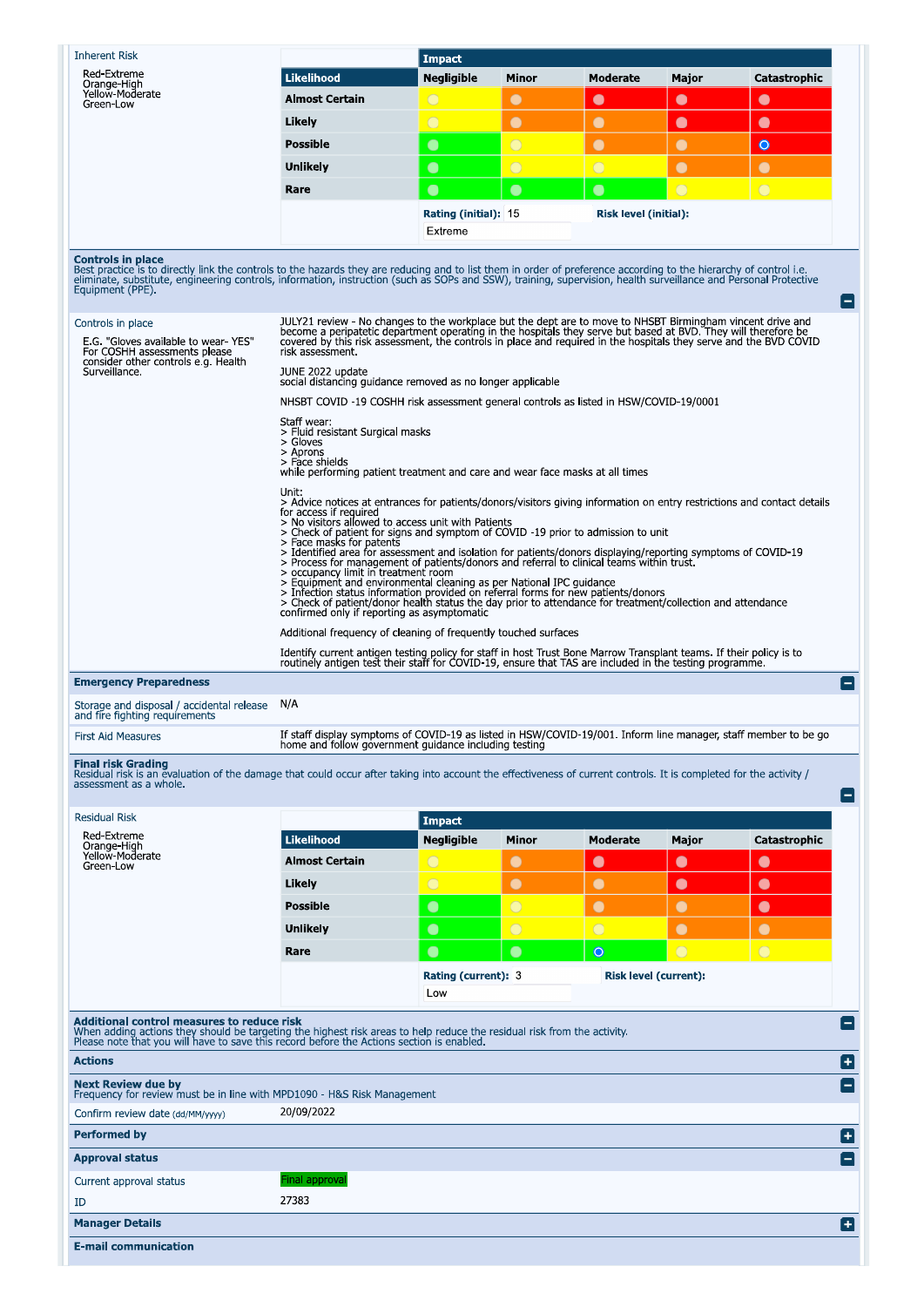Inherent Risk

Red-Extreme
Orange-High
Yellow-Moderate
Green-Low

| | Impact | | | | |
|---|---|---|---|---|---|
| **Likelihood** | **Negligible** | **Minor** | **Moderate** | **Major** | **Catastrophic** |
| **Almost Certain** | | | | | |
| **Likely** | | | | | |
| **Possible** | | | | | ● (selected) |
| **Unlikely** | | | | | |
| **Rare** | | | | | |

**Rating (initial):** 15 **Risk level (initial):** Extreme

**Controls in place**
Best practice is to directly link the controls to the hazards they are reducing and to list them in order of preference according to the hierarchy of control i.e. eliminate, substitute, engineering controls, information, instruction (such as SOPs and SSW), training, supervision, health surveillance and Personal Protective Equipment (PPE).

Controls in place

E.G. "Gloves available to wear- YES" For COSHH assessments please consider other controls e.g. Health Surveillance.

JULY21 review - No changes to the workplace but the dept are to move to NHSBT Birmingham vincent drive and become a peripatetic department operating in the hospitals they serve but based at BVD. They will therefore be covered by this risk assessment, the controls in place and required in the hospitals they serve and the BVD COVID risk assessment.

JUNE 2022 update
social distancing guidance removed as no longer applicable

NHSBT COVID -19 COSHH risk assessment general controls as listed in HSW/COVID-19/0001

Staff wear:
> Fluid resistant Surgical masks
> Gloves
> Aprons
> Face shields
while performing patient treatment and care and wear face masks at all times

Unit:
> Advice notices at entrances for patients/donors/visitors giving information on entry restrictions and contact details for access if required
> No visitors allowed to access unit with Patients
> Check of patient for signs and symptom of COVID -19 prior to admission to unit
> Face masks for patents
> Identified area for assessment and isolation for patients/donors displaying/reporting symptoms of COVID-19
> Process for management of patients/donors and referral to clinical teams within trust.
> occupancy limit in treatment room
> Equipment and environmental cleaning as per National IPC guidance
> Infection status information provided on referral forms for new patients/donors
> Check of patient/donor health status the day prior to attendance for treatment/collection and attendance confirmed only if reporting as asymptomatic

Additional frequency of cleaning of frequently touched surfaces

Identify current antigen testing policy for staff in host Trust Bone Marrow Transplant teams. If their policy is to routinely antigen test their staff for COVID-19, ensure that TAS are included in the testing programme.

**Emergency Preparedness**

Storage and disposal / accidental release and fire fighting requirements: N/A

First Aid Measures: If staff display symptoms of COVID-19 as listed in HSW/COVID-19/001. Inform line manager, staff member to be go home and follow government guidance including testing

**Final risk Grading**
Residual risk is an evaluation of the damage that could occur after taking into account the effectiveness of current controls. It is completed for the activity / assessment as a whole.

Residual Risk

Red-Extreme
Orange-High
Yellow-Moderate
Green-Low

| | Impact | | | | |
|---|---|---|---|---|---|
| **Likelihood** | **Negligible** | **Minor** | **Moderate** | **Major** | **Catastrophic** |
| **Almost Certain** | | | | | |
| **Likely** | | | | | |
| **Possible** | | | | | |
| **Unlikely** | | | | | |
| **Rare** | | | ● (selected) | | |

**Rating (current):** 3 **Risk level (current):** Low

**Additional control measures to reduce risk**
When adding actions they should be targeting the highest risk areas to help reduce the residual risk from the activity.
Please note that you will have to save this record before the Actions section is enabled.

**Actions**

**Next Review due by**
Frequency for review must be in line with MPD1090 - H&S Risk Management

Confirm review date (dd/MM/yyyy): 20/09/2022

**Performed by**

**Approval status**

Current approval status: Final approval

ID: 27383

**Manager Details**

**E-mail communication**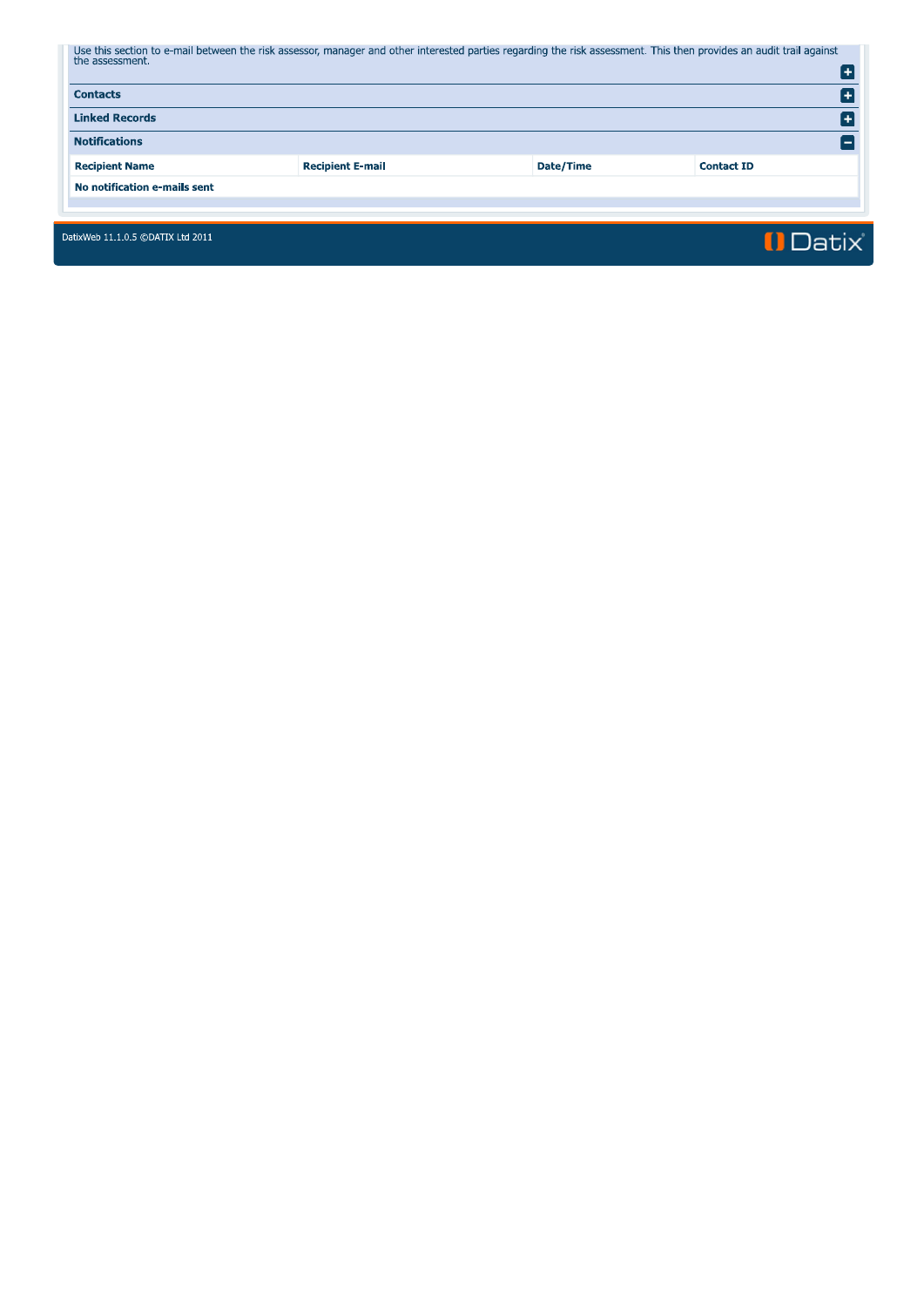Use this section to e-mail between the risk assessor, manager and other interested parties regarding the risk assessment. This then provides an audit trail against the assessment.

**Contacts**

**Linked Records**

**Notifications**

| Recipient Name | Recipient E-mail | Date/Time | Contact ID |
| --- | --- | --- | --- |
| No notification e-mails sent | | | |

DatixWeb 11.1.0.5 ©DATIX Ltd 2011

Datix